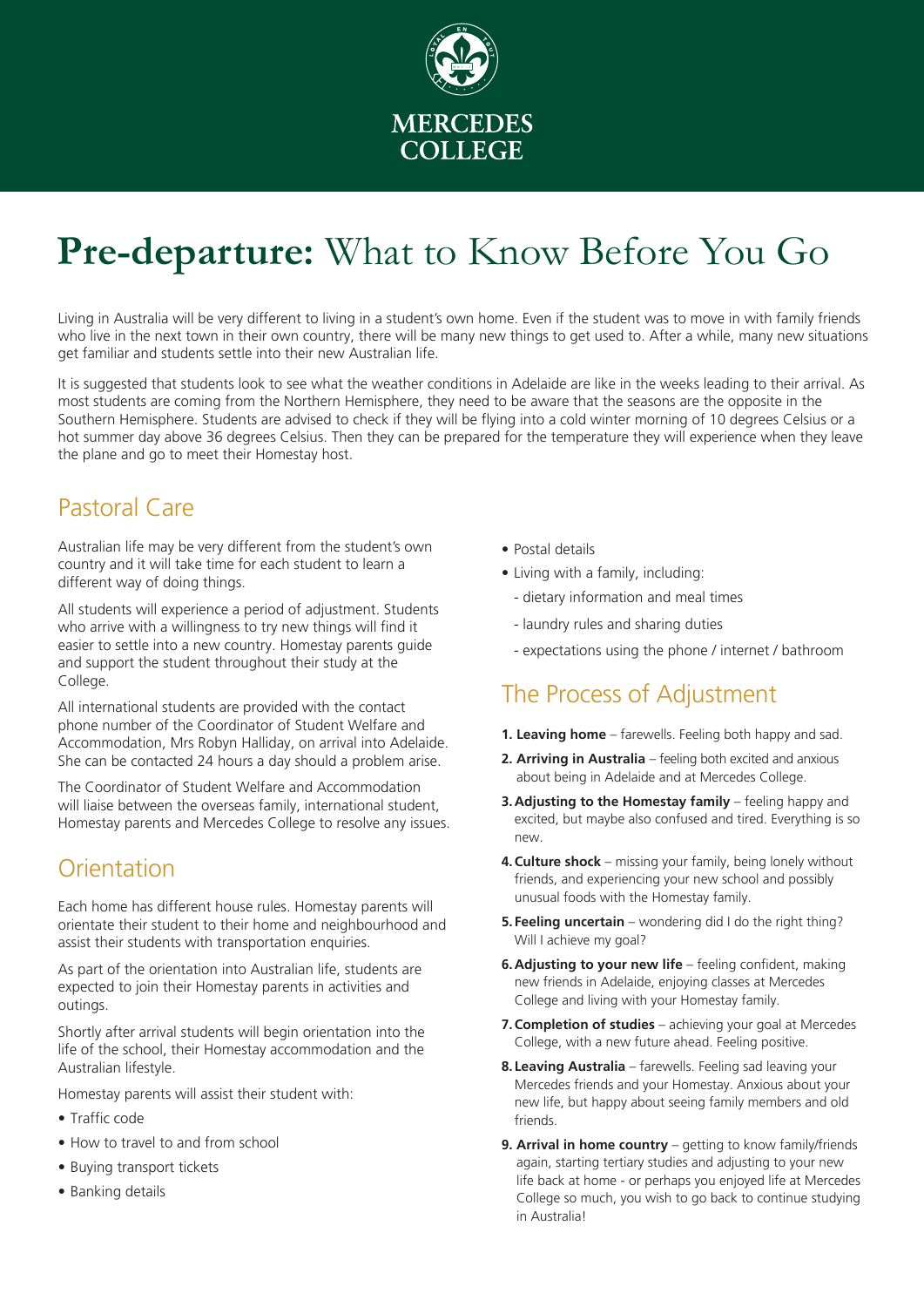MERCEDES COLLEGE

# **Pre-departure:** What to Know Before You Go

Living in Australia will be very different to living in a student's own home. Even if the student was to move in with family friends who live in the next town in their own country, there will be many new things to get used to. After a while, many new situations get familiar and students settle into their new Australian life.

It is suggested that students look to see what the weather conditions in Adelaide are like in the weeks leading to their arrival. As most students are coming from the Northern Hemisphere, they need to be aware that the seasons are the opposite in the Southern Hemisphere. Students are advised to check if they will be flying into a cold winter morning of 10 degrees Celsius or a hot summer day above 36 degrees Celsius. Then they can be prepared for the temperature they will experience when they leave the plane and go to meet their Homestay host.

## Pastoral Care

Australian life may be very different from the student's own country and it will take time for each student to learn a different way of doing things.

All students will experience a period of adjustment. Students who arrive with a willingness to try new things will find it easier to settle into a new country. Homestay parents guide and support the student throughout their study at the College.

All international students are provided with the contact phone number of the Coordinator of Student Welfare and Accommodation, Mrs Robyn Halliday, on arrival into Adelaide. She can be contacted 24 hours a day should a problem arise.

The Coordinator of Student Welfare and Accommodation will liaise between the overseas family, international student, Homestay parents and Mercedes College to resolve any issues.

## Orientation

Each home has different house rules. Homestay parents will orientate their student to their home and neighbourhood and assist their students with transportation enquiries.

As part of the orientation into Australian life, students are expected to join their Homestay parents in activities and outings.

Shortly after arrival students will begin orientation into the life of the school, their Homestay accommodation and the Australian lifestyle.

Homestay parents will assist their student with:

- Traffic code
- How to travel to and from school
- Buying transport tickets
- Banking details
- Postal details
- Living with a family, including:
  - dietary information and meal times
  - laundry rules and sharing duties
  - expectations using the phone / internet / bathroom

## The Process of Adjustment

1. **Leaving home** – farewells. Feeling both happy and sad.
2. **Arriving in Australia** – feeling both excited and anxious about being in Adelaide and at Mercedes College.
3. **Adjusting to the Homestay family** – feeling happy and excited, but maybe also confused and tired. Everything is so new.
4. **Culture shock** – missing your family, being lonely without friends, and experiencing your new school and possibly unusual foods with the Homestay family.
5. **Feeling uncertain** – wondering did I do the right thing? Will I achieve my goal?
6. **Adjusting to your new life** – feeling confident, making new friends in Adelaide, enjoying classes at Mercedes College and living with your Homestay family.
7. **Completion of studies** – achieving your goal at Mercedes College, with a new future ahead. Feeling positive.
8. **Leaving Australia** – farewells. Feeling sad leaving your Mercedes friends and your Homestay. Anxious about your new life, but happy about seeing family members and old friends.
9. **Arrival in home country** – getting to know family/friends again, starting tertiary studies and adjusting to your new life back at home - or perhaps you enjoyed life at Mercedes College so much, you wish to go back to continue studying in Australia!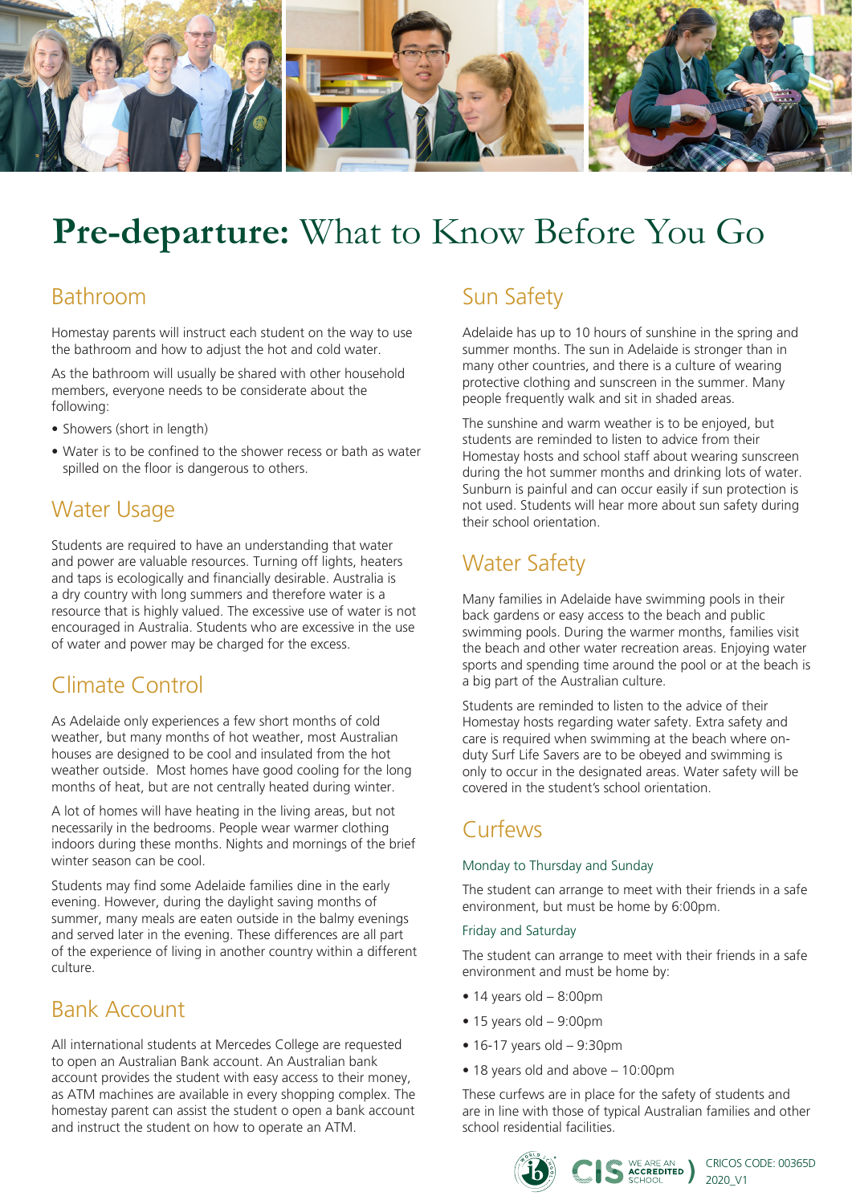# **Pre-departure:** What to Know Before You Go

## Bathroom

Homestay parents will instruct each student on the way to use the bathroom and how to adjust the hot and cold water.

As the bathroom will usually be shared with other household members, everyone needs to be considerate about the following:

- Showers (short in length)
- Water is to be confined to the shower recess or bath as water spilled on the floor is dangerous to others.

## Water Usage

Students are required to have an understanding that water and power are valuable resources. Turning off lights, heaters and taps is ecologically and financially desirable. Australia is a dry country with long summers and therefore water is a resource that is highly valued. The excessive use of water is not encouraged in Australia. Students who are excessive in the use of water and power may be charged for the excess.

## Climate Control

As Adelaide only experiences a few short months of cold weather, but many months of hot weather, most Australian houses are designed to be cool and insulated from the hot weather outside. Most homes have good cooling for the long months of heat, but are not centrally heated during winter.

A lot of homes will have heating in the living areas, but not necessarily in the bedrooms. People wear warmer clothing indoors during these months. Nights and mornings of the brief winter season can be cool.

Students may find some Adelaide families dine in the early evening. However, during the daylight saving months of summer, many meals are eaten outside in the balmy evenings and served later in the evening. These differences are all part of the experience of living in another country within a different culture.

## Bank Account

All international students at Mercedes College are requested to open an Australian Bank account. An Australian bank account provides the student with easy access to their money, as ATM machines are available in every shopping complex. The homestay parent can assist the student o open a bank account and instruct the student on how to operate an ATM.

## Sun Safety

Adelaide has up to 10 hours of sunshine in the spring and summer months. The sun in Adelaide is stronger than in many other countries, and there is a culture of wearing protective clothing and sunscreen in the summer. Many people frequently walk and sit in shaded areas.

The sunshine and warm weather is to be enjoyed, but students are reminded to listen to advice from their Homestay hosts and school staff about wearing sunscreen during the hot summer months and drinking lots of water. Sunburn is painful and can occur easily if sun protection is not used. Students will hear more about sun safety during their school orientation.

## Water Safety

Many families in Adelaide have swimming pools in their back gardens or easy access to the beach and public swimming pools. During the warmer months, families visit the beach and other water recreation areas. Enjoying water sports and spending time around the pool or at the beach is a big part of the Australian culture.

Students are reminded to listen to the advice of their Homestay hosts regarding water safety. Extra safety and care is required when swimming at the beach where on-duty Surf Life Savers are to be obeyed and swimming is only to occur in the designated areas. Water safety will be covered in the student's school orientation.

## Curfews

### Monday to Thursday and Sunday

The student can arrange to meet with their friends in a safe environment, but must be home by 6:00pm.

### Friday and Saturday

The student can arrange to meet with their friends in a safe environment and must be home by:

- 14 years old – 8:00pm
- 15 years old – 9:00pm
- 16-17 years old – 9:30pm
- 18 years old and above – 10:00pm

These curfews are in place for the safety of students and are in line with those of typical Australian families and other school residential facilities.

CRICOS CODE: 00365D
2020_V1